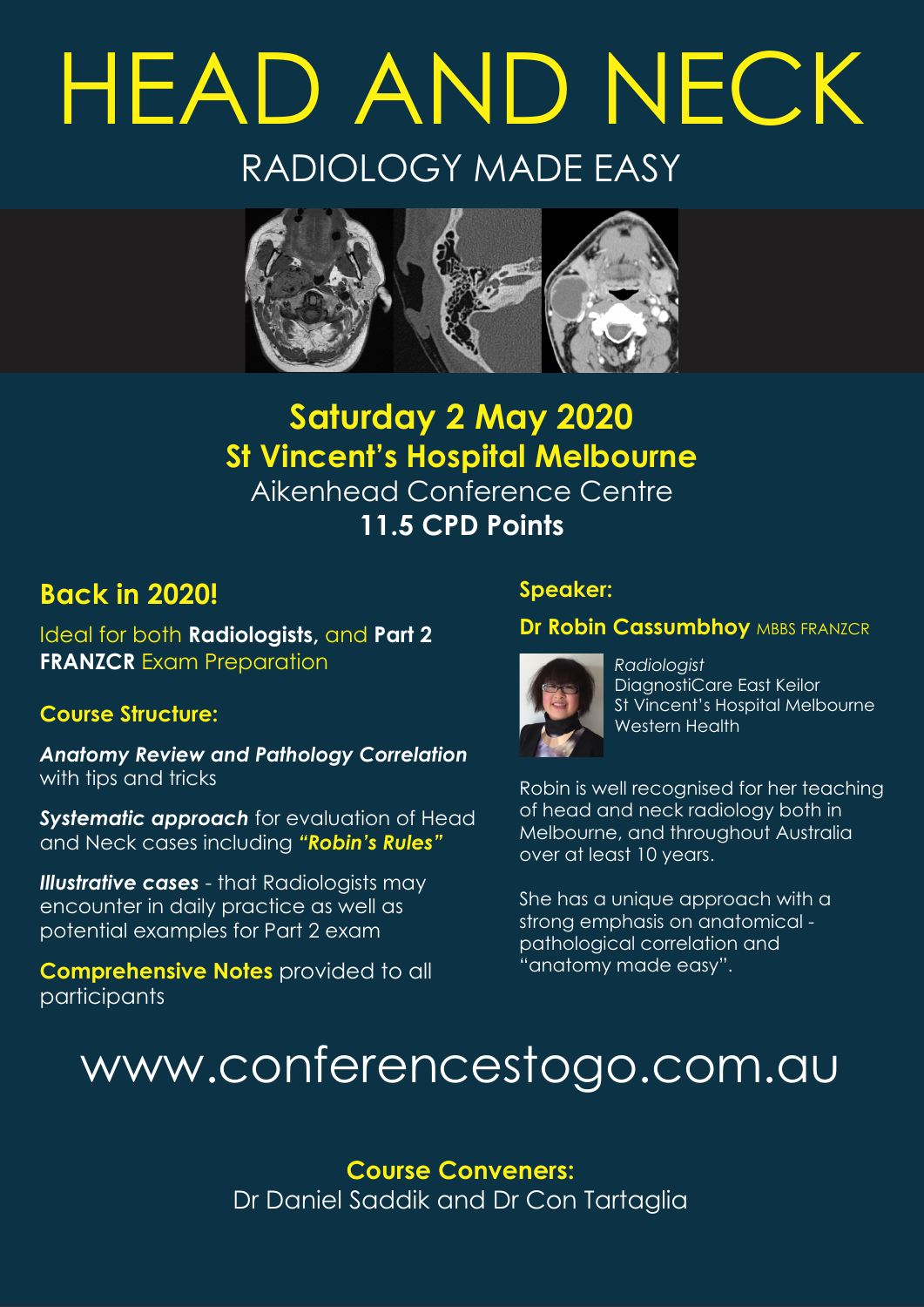# HEAD AND NECK

## RADIOLOGY MADE EASY

**Saturday 2 May 2020**
**St Vincent's Hospital Melbourne**
Aikenhead Conference Centre
**11.5 CPD Points**

### Back in 2020!

Ideal for both **Radiologists**, and **Part 2 FRANZCR** Exam Preparation

### Course Structure:

***Anatomy Review and Pathology Correlation*** with tips and tricks

***Systematic approach*** for evaluation of Head and Neck cases including ***"Robin's Rules"***

***Illustrative cases*** - that Radiologists may encounter in daily practice as well as potential examples for Part 2 exam

**Comprehensive Notes** provided to all participants

### Speaker:

**Dr Robin Cassumbhoy** MBBS FRANZCR

*Radiologist*
DiagnostiCare East Keilor
St Vincent's Hospital Melbourne
Western Health

Robin is well recognised for her teaching of head and neck radiology both in Melbourne, and throughout Australia over at least 10 years.

She has a unique approach with a strong emphasis on anatomical - pathological correlation and "anatomy made easy".

www.conferencestogo.com.au

**Course Conveners:**
Dr Daniel Saddik and Dr Con Tartaglia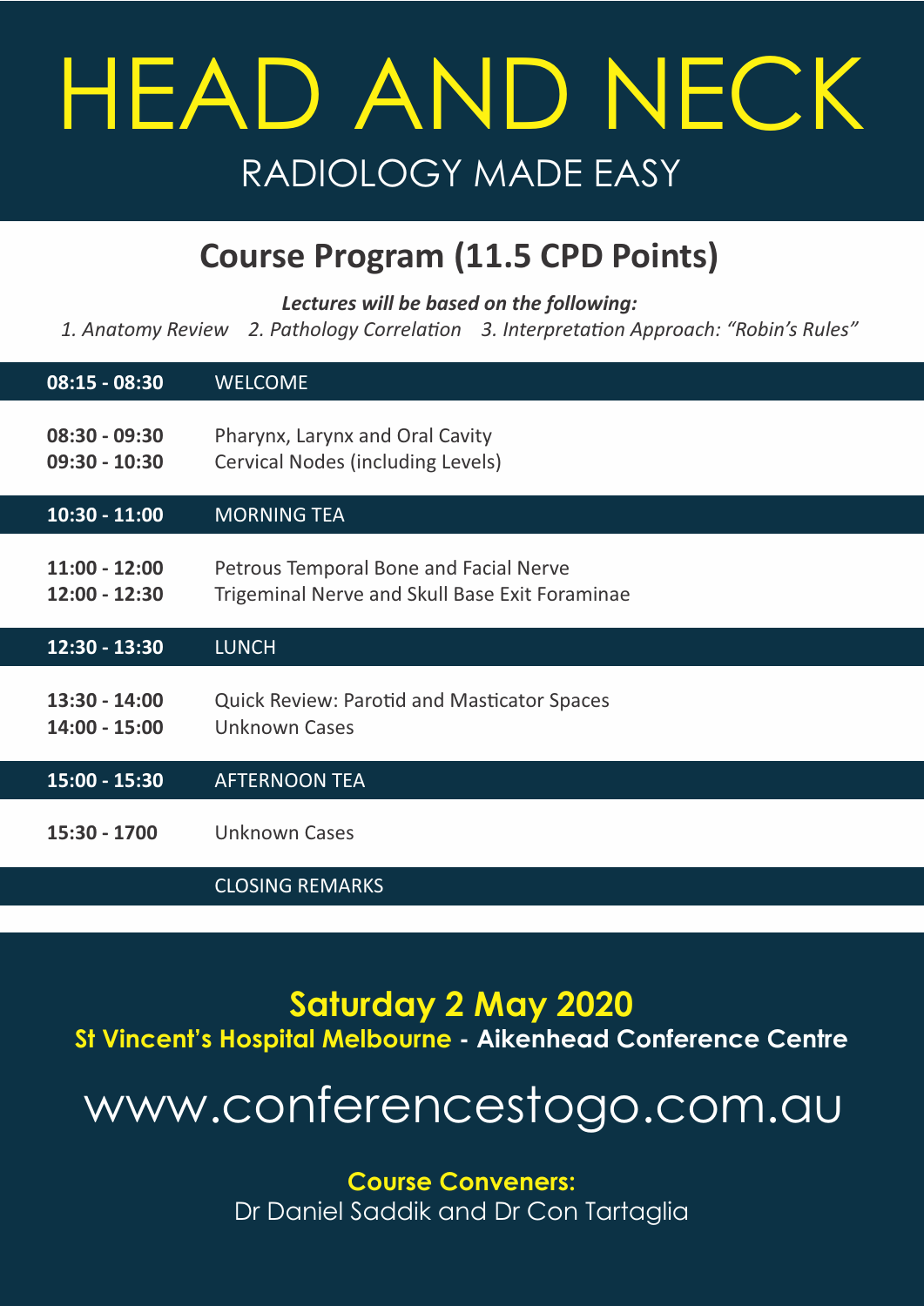# HEAD AND NECK

## RADIOLOGY MADE EASY

## Course Program (11.5 CPD Points)

***Lectures will be based on the following:***

*1. Anatomy Review 2. Pathology Correlation 3. Interpretation Approach: "Robin's Rules"*

| | |
|---|---|
| **08:15 - 08:30** | WELCOME |
| **08:30 - 09:30** | Pharynx, Larynx and Oral Cavity |
| **09:30 - 10:30** | Cervical Nodes (including Levels) |
| **10:30 - 11:00** | MORNING TEA |
| **11:00 - 12:00** | Petrous Temporal Bone and Facial Nerve |
| **12:00 - 12:30** | Trigeminal Nerve and Skull Base Exit Foraminae |
| **12:30 - 13:30** | LUNCH |
| **13:30 - 14:00** | Quick Review: Parotid and Masticator Spaces |
| **14:00 - 15:00** | Unknown Cases |
| **15:00 - 15:30** | AFTERNOON TEA |
| **15:30 - 1700** | Unknown Cases |
| | CLOSING REMARKS |

**Saturday 2 May 2020**

**St Vincent's Hospital Melbourne - Aikenhead Conference Centre**

www.conferencestogo.com.au

**Course Conveners:**

Dr Daniel Saddik and Dr Con Tartaglia